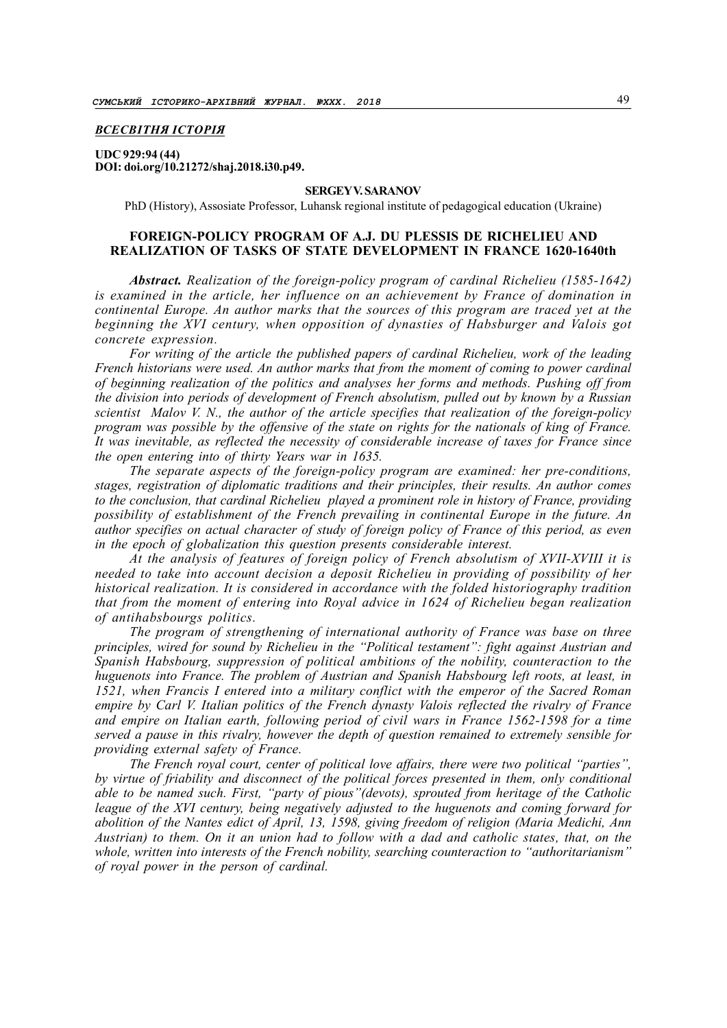*ВСЕСВІТНЯ ІСТОРІЯ*

**UDC 929:94 (44)**
**DOI: doi.org/10.21272/shaj.2018.i30.p49.**

**SERGEY V. SARANOV**

PhD (History), Assosiate Professor, Luhansk regional institute of pedagogical education (Ukraine)

# FOREIGN-POLICY PROGRAM OF A.J. DU PLESSIS DE RICHELIEU AND REALIZATION OF TASKS OF STATE DEVELOPMENT IN FRANCE 1620-1640th

***Abstract.*** *Realization of the foreign-policy program of cardinal Richelieu (1585-1642) is examined in the article, her influence on an achievement by France of domination in continental Europe. An author marks that the sources of this program are traced yet at the beginning the XVI century, when opposition of dynasties of Habsburger and Valois got concrete expression.*

*For writing of the article the published papers of cardinal Richelieu, work of the leading French historians were used. An author marks that from the moment of coming to power cardinal of beginning realization of the politics and analyses her forms and methods. Pushing off from the division into periods of development of French absolutism, pulled out by known by a Russian scientist Malov V. N., the author of the article specifies that realization of the foreign-policy program was possible by the offensive of the state on rights for the nationals of king of France. It was inevitable, as reflected the necessity of considerable increase of taxes for France since the open entering into of thirty Years war in 1635.*

*The separate aspects of the foreign-policy program are examined: her pre-conditions, stages, registration of diplomatic traditions and their principles, their results. An author comes to the conclusion, that cardinal Richelieu played a prominent role in history of France, providing possibility of establishment of the French prevailing in continental Europe in the future. An author specifies on actual character of study of foreign policy of France of this period, as even in the epoch of globalization this question presents considerable interest.*

*At the analysis of features of foreign policy of French absolutism of XVII-XVIII it is needed to take into account decision a deposit Richelieu in providing of possibility of her historical realization. It is considered in accordance with the folded historiography tradition that from the moment of entering into Royal advice in 1624 of Richelieu began realization of antihabsbourgs politics.*

*The program of strengthening of international authority of France was base on three principles, wired for sound by Richelieu in the "Political testament": fight against Austrian and Spanish Habsbourg, suppression of political ambitions of the nobility, counteraction to the huguenots into France. The problem of Austrian and Spanish Habsbourg left roots, at least, in 1521, when Francis I entered into a military conflict with the emperor of the Sacred Roman empire by Carl V. Italian politics of the French dynasty Valois reflected the rivalry of France and empire on Italian earth, following period of civil wars in France 1562-1598 for a time served a pause in this rivalry, however the depth of question remained to extremely sensible for providing external safety of France.*

*The French royal court, center of political love affairs, there were two political "parties", by virtue of friability and disconnect of the political forces presented in them, only conditional able to be named such. First, "party of pious"(devots), sprouted from heritage of the Catholic league of the XVI century, being negatively adjusted to the huguenots and coming forward for abolition of the Nantes edict of April, 13, 1598, giving freedom of religion (Maria Medichi, Ann Austrian) to them. On it an union had to follow with a dad and catholic states, that, on the whole, written into interests of the French nobility, searching counteraction to "authoritarianism" of royal power in the person of cardinal.*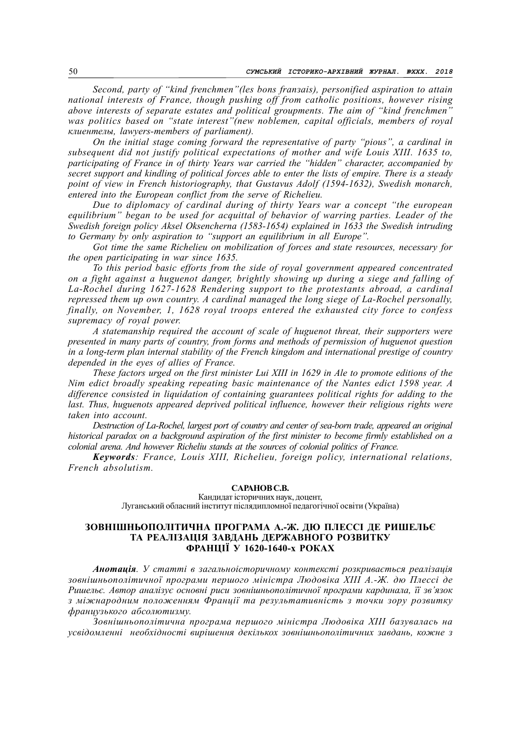*Second, party of "kind frenchmen"(les bons franзais), personified aspiration to attain national interests of France, though pushing off from catholic positions, however rising above interests of separate estates and political groupments. The aim of "kind frenchmen" was politics based on "state interest"(new noblemen, capital officials, members of royal клиентелы, lawyers-members of parliament).*

*On the initial stage coming forward the representative of party "pious", a cardinal in subsequent did not justify political expectations of mother and wife Louis XIII. 1635 to, participating of France in of thirty Years war carried the "hidden" character, accompanied by secret support and kindling of political forces able to enter the lists of empire. There is a steady point of view in French historiography, that Gustavus Adolf (1594-1632), Swedish monarch, entered into the European conflict from the serve of Richelieu.*

*Due to diplomacy of cardinal during of thirty Years war a concept "the european equilibrium" began to be used for acquittal of behavior of warring parties. Leader of the Swedish foreign policy Aksel Oksencherna (1583-1654) explained in 1633 the Swedish intruding to Germany by only aspiration to "support an equilibrium in all Europe".*

*Got time the same Richelieu on mobilization of forces and state resources, necessary for the open participating in war since 1635.*

*To this period basic efforts from the side of royal government appeared concentrated on a fight against a huguenot danger, brightly showing up during a siege and falling of La-Rochel during 1627-1628 Rendering support to the protestants abroad, a cardinal repressed them up own country. A cardinal managed the long siege of La-Rochel personally, finally, on November, 1, 1628 royal troops entered the exhausted city force to confess supremacy of royal power.*

*A statemanship required the account of scale of huguenot threat, their supporters were presented in many parts of country, from forms and methods of permission of huguenot question in a long-term plan internal stability of the French kingdom and international prestige of country depended in the eyes of allies of France.*

*These factors urged on the first minister Lui XIII in 1629 in Ale to promote editions of the Nim edict broadly speaking repeating basic maintenance of the Nantes edict 1598 year. A difference consisted in liquidation of containing guarantees political rights for adding to the last. Thus, huguenots appeared deprived political influence, however their religious rights were taken into account.*

*Destruction of La-Rochel, largest port of country and center of sea-born trade, appeared an original historical paradox on a background aspiration of the first minister to become firmly established on a colonial arena. And however Richeliu stands at the sources of colonial politics of France.*

***Keywords**: France, Louis XIII, Richelieu, foreign policy, international relations, French absolutism.*

**САРАНОВ С.В.**
Кандидат історичних наук, доцент,
Луганський обласний інститут післядипломної педагогічної освіти (Україна)

## ЗОВНІШНЬОПОЛІТИЧНА ПРОГРАМА А.-Ж. ДЮ ПЛЕССІ ДЕ РИШЕЛЬЄ ТА РЕАЛІЗАЦІЯ ЗАВДАНЬ ДЕРЖАВНОГО РОЗВИТКУ ФРАНЦІЇ У 1620-1640-х РОКАХ

***Анотація**. У статті в загальноісторичному контексті розкривається реалізація зовнішньополітичної програми першого міністра Людовіка XIII А.-Ж. дю Плессі де Ришельє. Автор аналізує основні риси зовнішньополітичної програми кардинала, її зв'язок з міжнародним положенням Франції та результативність з точки зору розвитку французького абсолютизму.*

*Зовнішньополітична програма першого міністра Людовіка XIII базувалась на усвідомленні необхідності вирішення декількох зовнішньополітичних завдань, кожне з*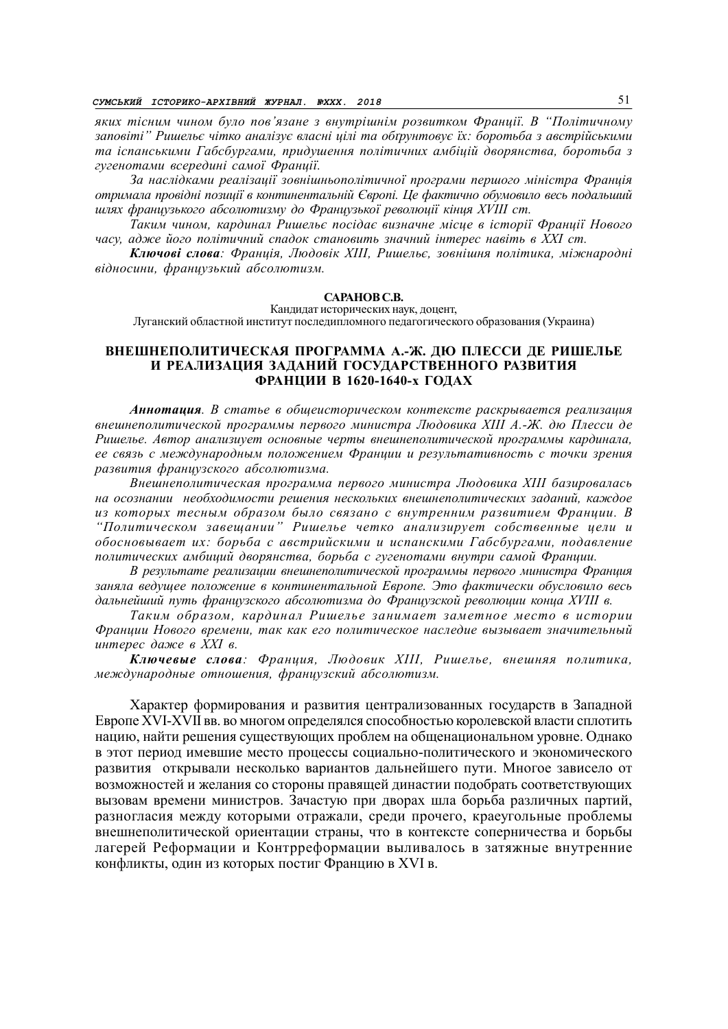*яких тісним чином було пов'язане з внутрішнім розвитком Франції. В "Політичному заповіті" Ришельє чітко аналізує власні цілі та обґрунтовує їх: боротьба з австрійськими та іспанськими Габсбургами, придушення політичних амбіцій дворянства, боротьба з гугенотами всередині самої Франції.*

*За наслідками реалізації зовнішньополітичної програми першого міністра Франція отримала провідні позиції в континентальній Європі. Це фактично обумовило весь подальший шлях французького абсолютизму до Французької революції кінця XVIII ст.*

*Таким чином, кардинал Ришельє посідає визначне місце в історії Франції Нового часу, адже його політичний спадок становить значний інтерес навіть в XXI ст.*

***Ключові слова**: Франція, Людовік XIII, Ришельє, зовнішня політика, міжнародні відносини, французький абсолютизм.*

**САРАНОВ С.В.**

Кандидат исторических наук, доцент,
Луганский областной институт последипломного педагогического образования (Украина)

## ВНЕШНЕПОЛИТИЧЕСКАЯ ПРОГРАММА А.-Ж. ДЮ ПЛЕССИ ДЕ РИШЕЛЬЕ И РЕАЛИЗАЦИЯ ЗАДАНИЙ ГОСУДАРСТВЕННОГО РАЗВИТИЯ ФРАНЦИИ В 1620-1640-х ГОДАХ

***Аннотация**. В статье в общеисторическом контексте раскрывается реализация внешнеполитической программы первого министра Людовика XIII А.-Ж. дю Плесси де Ришелье. Автор анализирует основные черты внешнеполитической программы кардинала, ее связь с международным положением Франции и результативность с точки зрения развития французского абсолютизма.*

*Внешнеполитическая программа первого министра Людовика XIII базировалась на осознании необходимости решения нескольких внешнеполитических заданий, каждое из которых тесным образом было связано с внутренним развитием Франции. В "Политическом завещании" Ришелье четко анализирует собственные цели и обосновывает их: борьба с австрийскими и испанскими Габсбургами, подавление политических амбиций дворянства, борьба с гугенотами внутри самой Франции.*

*В результате реализации внешнеполитической программы первого министра Франция заняла ведущее положение в континентальной Европе. Это фактически обусловило весь дальнейший путь французского абсолютизма до Французской революции конца XVIII в.*

*Таким образом, кардинал Ришелье занимает заметное место в истории Франции Нового времени, так как его политическое наследие вызывает значительный интерес даже в XXI в.*

***Ключевые слова**: Франция, Людовик XIII, Ришелье, внешняя политика, международные отношения, французский абсолютизм.*

Характер формирования и развития централизованных государств в Западной Европе XVI-XVII вв. во многом определялся способностью королевской власти сплотить нацию, найти решения существующих проблем на общенациональном уровне. Однако в этот период имевшие место процессы социально-политического и экономического развития открывали несколько вариантов дальнейшего пути. Многое зависело от возможностей и желания со стороны правящей династии подобрать соответствующих вызовам времени министров. Зачастую при дворах шла борьба различных партий, разногласия между которыми отражали, среди прочего, краеугольные проблемы внешнеполитической ориентации страны, что в контексте соперничества и борьбы лагерей Реформации и Контрреформации выливалось в затяжные внутренние конфликты, один из которых постиг Францию в XVI в.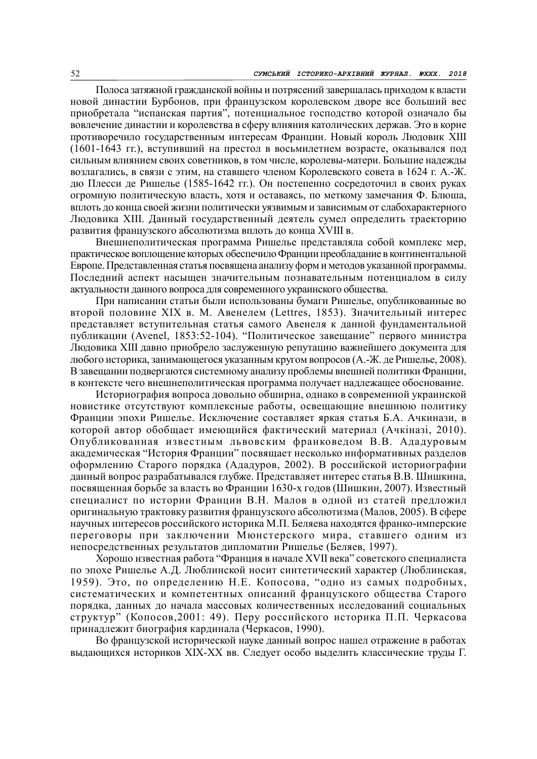Полоса затяжной гражданской войны и потрясений завершалась приходом к власти новой династии Бурбонов, при французском королевском дворе все больший вес приобретала “испанская партия”, потенциальное господство которой означало бы вовлечение династии и королевства в сферу влияния католических держав. Это в корне противоречило государственным интересам Франции. Новый король Людовик XIII (1601-1643 гг.), вступивший на престол в восьмилетнем возрасте, оказывался под сильным влиянием своих советников, в том числе, королевы-матери. Большие надежды возлагались, в связи с этим, на ставшего членом Королевского совета в 1624 г. А.-Ж. дю Плесси де Ришелье (1585-1642 гг.). Он постепенно сосредоточил в своих руках огромную политическую власть, хотя и оставаясь, по меткому замечания Ф. Блюша, вплоть до конца своей жизни политически уязвимым и зависимым от слабохарактерного Людовика XIII. Данный государственный деятель сумел определить траекторию развития французского абсолютизма вплоть до конца XVIII в.

Внешнеполитическая программа Ришелье представляла собой комплекс мер, практическое воплощение которых обеспечило Франции преобладание в континентальной Европе. Представленная статья посвящена анализу форм и методов указанной программы. Последний аспект насыщен значительным познавательным потенциалом в силу актуальности данного вопроса для современного украинского общества.

При написании статьи были использованы бумаги Ришелье, опубликованные во второй половине XIX в. М. Авенелем (Lettres, 1853). Значительный интерес представляет вступительная статья самого Авенеля к данной фундаментальной публикации (Avenel, 1853:52-104). “Политическое завещание” первого министра Людовика XIII давно приобрело заслуженную репутацию важнейшего документа для любого историка, занимающегося указанным кругом вопросов (А.-Ж. де Ришелье, 2008). В завещании подвергаются системному анализу проблемы внешней политики Франции, в контексте чего внешнеполитическая программа получает надлежащее обоснование.

Историография вопроса довольно обширна, однако в современной украинской новистике отсутствуют комплексные работы, освещающие внешнюю политику Франции эпохи Ришелье. Исключение составляет яркая статья Б.А. Ачкинази, в которой автор обобщает имеющийся фактический материал (Ачкіназі, 2010). Опубликованная известным львовским франковедом В.В. Ададуровым академическая “История Франции” посвящает несколько информативных разделов оформлению Старого порядка (Ададуров, 2002). В российской историографии данный вопрос разрабатывался глубже. Представляет интерес статья В.В. Шишкина, посвященная борьбе за власть во Франции 1630-х годов (Шишкин, 2007). Известный специалист по истории Франции В.Н. Малов в одной из статей предложил оригинальную трактовку развития французского абсолютизма (Малов, 2005). В сфере научных интересов российского историка М.П. Беляева находятся франко-имперские переговоры при заключении Мюнстерского мира, ставшего одним из непосредственных результатов дипломатии Ришелье (Беляев, 1997).

Хорошо известная работа “Франция в начале XVII века” советского специалиста по эпохе Ришелье А.Д. Люблинской носит синтетический характер (Люблинская, 1959). Это, по определению Н.Е. Копосова, “одно из самых подробных, систематических и компетентных описаний французского общества Старого порядка, данных до начала массовых количественных исследований социальных структур” (Копосов,2001: 49). Перу российского историка П.П. Черкасова принадлежит биография кардинала (Черкасов, 1990).

Во французской исторической науке данный вопрос нашел отражение в работах выдающихся историков XIX-XX вв. Следует особо выделить классические труды Г.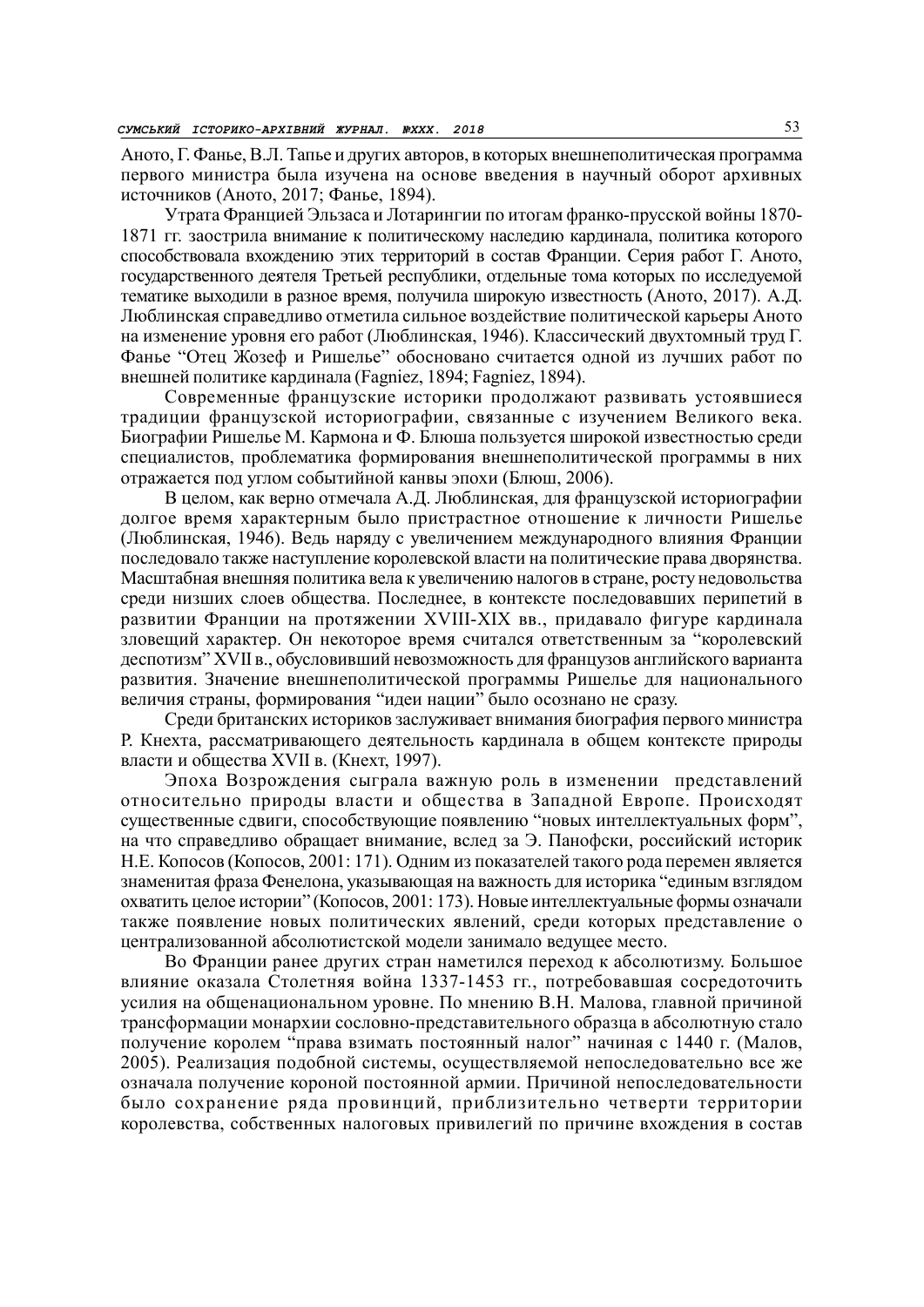Анотo, Г. Фанье, В.Л. Тапье и других авторов, в которых внешнеполитическая программа первого министра была изучена на основе введения в научный оборот архивных источников (Анотo, 2017; Фанье, 1894).

Утрата Францией Эльзаса и Лотарингии по итогам франко-прусской войны 1870-1871 гг. заострила внимание к политическому наследию кардинала, политика которого способствовала вхождению этих территорий в состав Франции. Серия работ Г. Анотo, государственного деятеля Третьей республики, отдельные тома которых по исследуемой тематике выходили в разное время, получила широкую известность (Анотo, 2017). А.Д. Люблинская справедливо отметила сильное воздействие политической карьеры Анотo на изменение уровня его работ (Люблинская, 1946). Классический двухтомный труд Г. Фанье "Отец Жозеф и Ришелье" обосновано считается одной из лучших работ по внешней политике кардинала (Fagniez, 1894; Fagniez, 1894).

Современные французские историки продолжают развивать устоявшиеся традиции французской историографии, связанные с изучением Великого века. Биографии Ришелье М. Кармона и Ф. Блюша пользуется широкой известностью среди специалистов, проблематика формирования внешнеполитической программы в них отражается под углом событийной канвы эпохи (Блюш, 2006).

В целом, как верно отмечала А.Д. Люблинская, для французской историографии долгое время характерным было пристрастное отношение к личности Ришелье (Люблинская, 1946). Ведь наряду с увеличением международного влияния Франции последовало также наступление королевской власти на политические права дворянства. Масштабная внешняя политика вела к увеличению налогов в стране, росту недовольства среди низших слоев общества. Последнее, в контексте последовавших перипетий в развитии Франции на протяжении XVIII-XIX вв., придавало фигуре кардинала зловещий характер. Он некоторое время считался ответственным за "королевский деспотизм" XVII в., обусловивший невозможность для французов английского варианта развития. Значение внешнеполитической программы Ришелье для национального величия страны, формирования "идеи нации" было осознано не сразу.

Среди британских историков заслуживает внимания биография первого министра Р. Кнехта, рассматривающего деятельность кардинала в общем контексте природы власти и общества XVII в. (Кнехт, 1997).

Эпоха Возрождения сыграла важную роль в изменении представлений относительно природы власти и общества в Западной Европе. Происходят существенные сдвиги, способствующие появлению "новых интеллектуальных форм", на что справедливо обращает внимание, вслед за Э. Панофски, российский историк Н.Е. Копосов (Копосов, 2001: 171). Одним из показателей такого рода перемен является знаменитая фраза Фенелона, указывающая на важность для историка "единым взглядом охватить целое истории" (Копосов, 2001: 173). Новые интеллектуальные формы означали также появление новых политических явлений, среди которых представление о централизованной абсолютистской модели занимало ведущее место.

Во Франции ранее других стран наметился переход к абсолютизму. Большое влияние оказала Столетняя война 1337-1453 гг., потребовавшая сосредоточить усилия на общенациональном уровне. По мнению В.Н. Малова, главной причиной трансформации монархии сословно-представительного образца в абсолютную стало получение королем "права взимать постоянный налог" начиная с 1440 г. (Малов, 2005). Реализация подобной системы, осуществляемой непоследовательно все же означала получение короной постоянной армии. Причиной непоследовательности было сохранение ряда провинций, приблизительно четверти территории королевства, собственных налоговых привилегий по причине вхождения в состав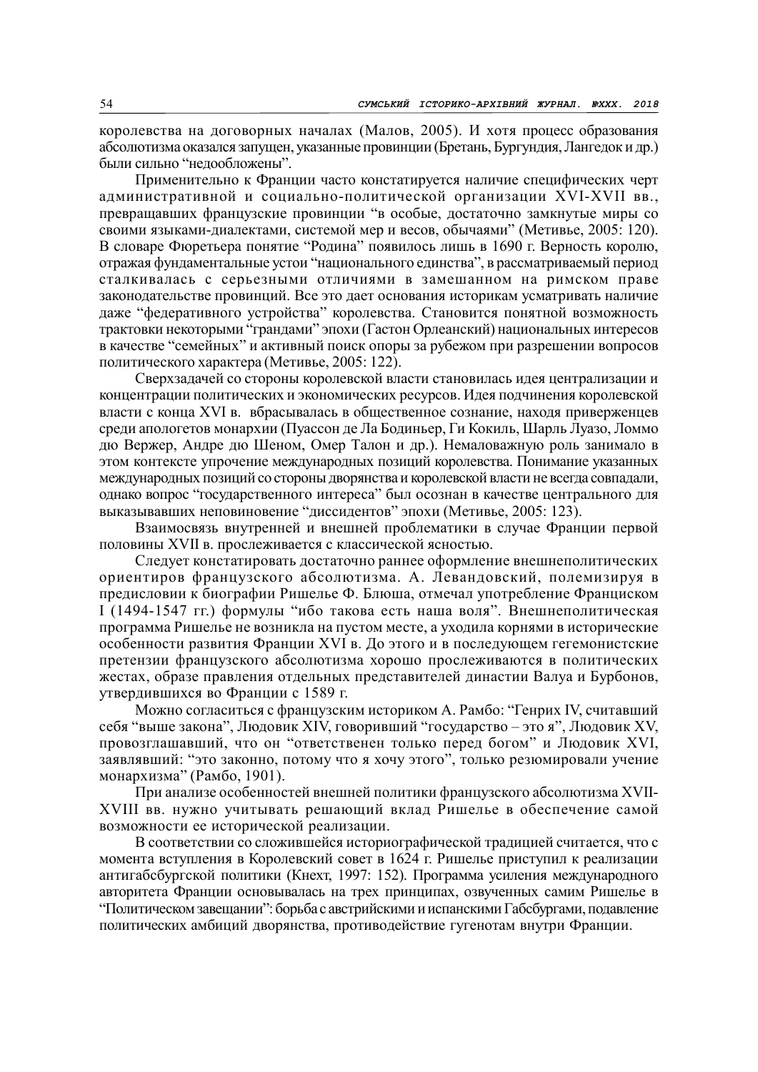королевства на договорных началах (Малов, 2005). И хотя процесс образования абсолютизма оказался запущен, указанные провинции (Бретань, Бургундия, Лангедок и др.) были сильно "недообложены".

Применительно к Франции часто констатируется наличие специфических черт административной и социально-политической организации XVI-XVII вв., превращавших французские провинции "в особые, достаточно замкнутые миры со своими языками-диалектами, системой мер и весов, обычаями" (Метивье, 2005: 120). В словаре Фюретьера понятие "Родина" появилось лишь в 1690 г. Верность королю, отражая фундаментальные устои "национального единства", в рассматриваемый период сталкивалась с серьезными отличиями в замешанном на римском праве законодательстве провинций. Все это дает основания историкам усматривать наличие даже "федеративного устройства" королевства. Становится понятной возможность трактовки некоторыми "грандами" эпохи (Гастон Орлеанский) национальных интересов в качестве "семейных" и активный поиск опоры за рубежом при разрешении вопросов политического характера (Метивье, 2005: 122).

Сверхзадачей со стороны королевской власти становилась идея централизации и концентрации политических и экономических ресурсов. Идея подчинения королевской власти с конца XVI в. вбрасывалась в общественное сознание, находя приверженцев среди апологетов монархии (Пуассон де Ла Бодиньер, Ги Кокиль, Шарль Луазо, Ломмо дю Вержер, Андре дю Шеном, Омер Талон и др.). Немаловажную роль занимало в этом контексте упрочение международных позиций королевства. Понимание указанных международных позиций со стороны дворянства и королевской власти не всегда совпадали, однако вопрос "государственного интереса" был осознан в качестве центрального для выказывавших неповиновение "диссидентов" эпохи (Метивье, 2005: 123).

Взаимосвязь внутренней и внешней проблематики в случае Франции первой половины XVII в. прослеживается с классической ясностью.

Следует констатировать достаточно раннее оформление внешнеполитических ориентиров французского абсолютизма. А. Левандовский, полемизируя в предисловии к биографии Ришелье Ф. Блюша, отмечал употребление Франциском I (1494-1547 гг.) формулы "ибо такова есть наша воля". Внешнеполитическая программа Ришелье не возникла на пустом месте, а уходила корнями в исторические особенности развития Франции XVI в. До этого и в последующем гегемонистские претензии французского абсолютизма хорошо прослеживаются в политических жестах, образе правления отдельных представителей династии Валуа и Бурбонов, утвердившихся во Франции с 1589 г.

Можно согласиться с французским историком А. Рамбо: "Генрих IV, считавший себя "выше закона", Людовик XIV, говоривший "государство – это я", Людовик XV, провозглашавший, что он "ответственен только перед богом" и Людовик XVI, заявлявший: "это законно, потому что я хочу этого", только резюмировали учение монархизма" (Рамбо, 1901).

При анализе особенностей внешней политики французского абсолютизма XVII-XVIII вв. нужно учитывать решающий вклад Ришелье в обеспечение самой возможности ее исторической реализации.

В соответствии со сложившейся историографической традицией считается, что с момента вступления в Королевский совет в 1624 г. Ришелье приступил к реализации антигабсбургской политики (Кнехт, 1997: 152). Программа усиления международного авторитета Франции основывалась на трех принципах, озвученных самим Ришелье в "Политическом завещании": борьба с австрийскими и испанскими Габсбургами, подавление политических амбиций дворянства, противодействие гугенотам внутри Франции.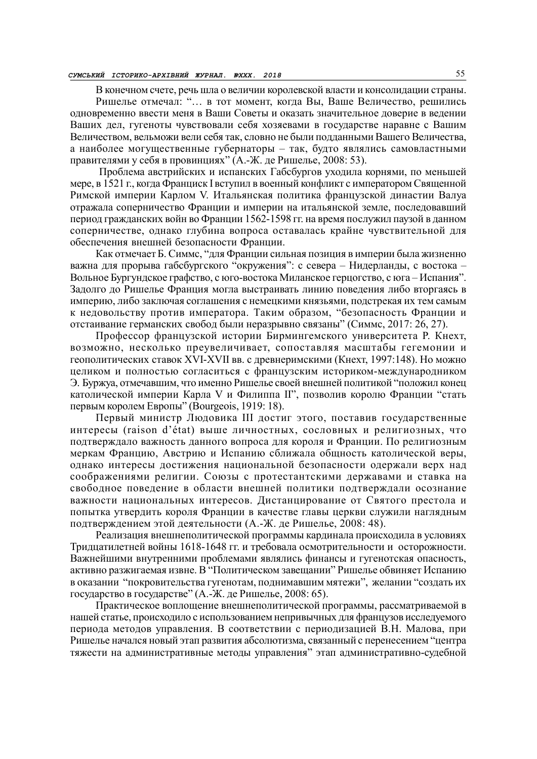В конечном счете, речь шла о величии королевской власти и консолидации страны.

Ришелье отмечал: "… в тот момент, когда Вы, Ваше Величество, решились одновременно ввести меня в Ваши Советы и оказать значительное доверие в ведении Ваших дел, гугеноты чувствовали себя хозяевами в государстве наравне с Вашим Величеством, вельможи вели себя так, словно не были подданными Вашего Величества, а наиболее могущественные губернаторы – так, будто являлись самовластными правителями у себя в провинциях" (А.-Ж. де Ришелье, 2008: 53).

Проблема австрийских и испанских Габсбургов уходила корнями, по меньшей мере, в 1521 г., когда Франциск I вступил в военный конфликт с императором Священной Римской империи Карлом V. Итальянская политика французской династии Валуа отражала соперничество Франции и империи на итальянской земле, последовавший период гражданских войн во Франции 1562-1598 гг. на время послужил паузой в данном соперничестве, однако глубина вопроса оставалась крайне чувствительной для обеспечения внешней безопасности Франции.

Как отмечает Б. Симмс, "для Франции сильная позиция в империи была жизненно важна для прорыва габсбургского "окружения": с севера – Нидерланды, с востока – Вольное Бургундское графство, с юго-востока Миланское герцогство, с юга – Испания". Задолго до Ришелье Франция могла выстраивать линию поведения либо вторгаясь в империю, либо заключая соглашения с немецкими князьями, подстрекая их тем самым к недовольству против императора. Таким образом, "безопасность Франции и отстаивание германских свобод были неразрывно связаны" (Симмс, 2017: 26, 27).

Профессор французской истории Бирмингемского университета Р. Кнехт, возможно, несколько преувеличивает, сопоставляя масштабы гегемонии и геополитических ставок XVI-XVII вв. с древнеримскими (Кнехт, 1997:148). Но можно целиком и полностью согласиться с французским историком-международником Э. Буржуа, отмечавшим, что именно Ришелье своей внешней политикой "положил конец католической империи Карла V и Филиппа II", позволив королю Франции "стать первым королем Европы" (Bourgeois, 1919: 18).

Первый министр Людовика III достиг этого, поставив государственные интересы (raison d'état) выше личностных, сословных и религиозных, что подтверждало важность данного вопроса для короля и Франции. По религиозным меркам Францию, Австрию и Испанию сближала общность католической веры, однако интересы достижения национальной безопасности одержали верх над соображениями религии. Союзы с протестантскими державами и ставка на свободное поведение в области внешней политики подтверждали осознание важности национальных интересов. Дистанцирование от Святого престола и попытка утвердить короля Франции в качестве главы церкви служили наглядным подтверждением этой деятельности (А.-Ж. де Ришелье, 2008: 48).

Реализация внешнеполитической программы кардинала происходила в условиях Тридцатилетней войны 1618-1648 гг. и требовала осмотрительности и осторожности. Важнейшими внутренними проблемами являлись финансы и гугенотская опасность, активно разжигаемая извне. В "Политическом завещании" Ришелье обвиняет Испанию в оказании "покровительства гугенотам, поднимавшим мятежи", желании "создать их государство в государстве" (А.-Ж. де Ришелье, 2008: 65).

Практическое воплощение внешнеполитической программы, рассматриваемой в нашей статье, происходило с использованием непривычных для французов исследуемого периода методов управления. В соответствии с периодизацией В.Н. Малова, при Ришелье начался новый этап развития абсолютизма, связанный с перенесением "центра тяжести на административные методы управления" этап административно-судебной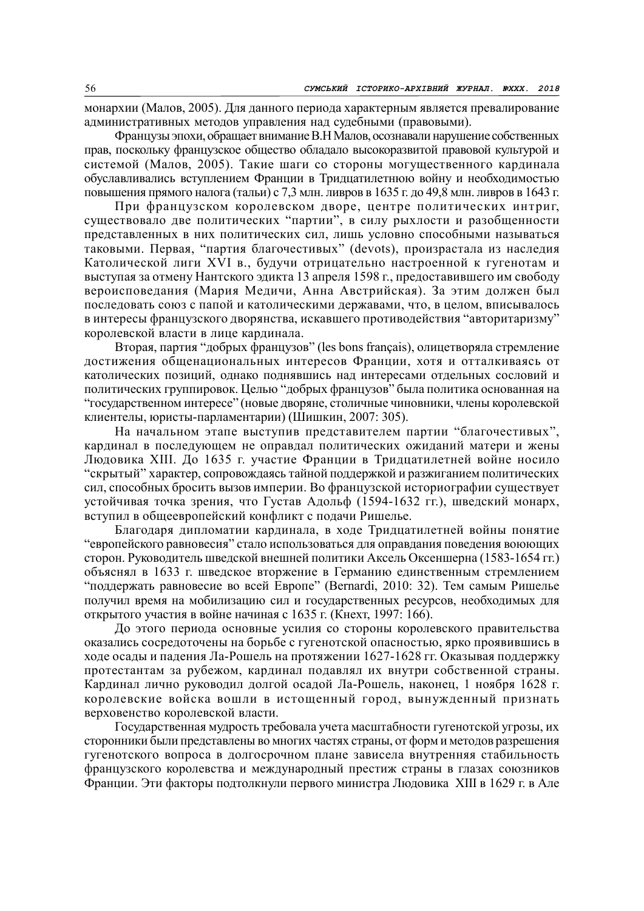монархии (Малов, 2005). Для данного периода характерным является превалирование административных методов управления над судебными (правовыми).

Французы эпохи, обращает внимание В.Н Малов, осознавали нарушение собственных прав, поскольку французское общество обладало высокоразвитой правовой культурой и системой (Малов, 2005). Такие шаги со стороны могущественного кардинала обуславливались вступлением Франции в Тридцатилетнюю войну и необходимостью повышения прямого налога (тальи) с 7,3 млн. ливров в 1635 г. до 49,8 млн. ливров в 1643 г.

При французском королевском дворе, центре политических интриг, существовало две политических "партии", в силу рыхлости и разобщенности представленных в них политических сил, лишь условно способными называться таковыми. Первая, "партия благочестивых" (devots), произрастала из наследия Католической лиги XVI в., будучи отрицательно настроенной к гугенотам и выступая за отмену Нантского эдикта 13 апреля 1598 г., предоставившего им свободу вероисповедания (Мария Медичи, Анна Австрийская). За этим должен был последовать союз с папой и католическими державами, что, в целом, вписывалось в интересы французского дворянства, искавшего противодействия "авторитаризму" королевской власти в лице кардинала.

Вторая, партия "добрых французов" (les bons français), олицетворяла стремление достижения общенациональных интересов Франции, хотя и отталкиваясь от католических позиций, однако поднявшись над интересами отдельных сословий и политических группировок. Целью "добрых французов" была политика основанная на "государственном интересе" (новые дворяне, столичные чиновники, члены королевской клиентелы, юристы-парламентарии) (Шишкин, 2007: 305).

На начальном этапе выступив представителем партии "благочестивых", кардинал в последующем не оправдал политических ожиданий матери и жены Людовика XIII. До 1635 г. участие Франции в Тридцатилетней войне носило "скрытый" характер, сопровождаясь тайной поддержкой и разжиганием политических сил, способных бросить вызов империи. Во французской историографии существует устойчивая точка зрения, что Густав Адольф (1594-1632 гг.), шведский монарх, вступил в общеевропейский конфликт с подачи Ришелье.

Благодаря дипломатии кардинала, в ходе Тридцатилетней войны понятие "европейского равновесия" стало использоваться для оправдания поведения воюющих сторон. Руководитель шведской внешней политики Аксель Оксеншерна (1583-1654 гг.) объяснял в 1633 г. шведское вторжение в Германию единственным стремлением "поддержать равновесие во всей Европе" (Bernardi, 2010: 32). Тем самым Ришелье получил время на мобилизацию сил и государственных ресурсов, необходимых для открытого участия в войне начиная с 1635 г. (Кнехт, 1997: 166).

До этого периода основные усилия со стороны королевского правительства оказались сосредоточены на борьбе с гугенотской опасностью, ярко проявившись в ходе осады и падения Ла-Рошель на протяжении 1627-1628 гг. Оказывая поддержку протестантам за рубежом, кардинал подавлял их внутри собственной страны. Кардинал лично руководил долгой осадой Ла-Рошель, наконец, 1 ноября 1628 г. королевские войска вошли в истощенный город, вынужденный признать верховенство королевской власти.

Государственная мудрость требовала учета масштабности гугенотской угрозы, их сторонники были представлены во многих частях страны, от форм и методов разрешения гугенотского вопроса в долгосрочном плане зависела внутренняя стабильность французского королевства и международный престиж страны в глазах союзников Франции. Эти факторы подтолкнули первого министра Людовика XIII в 1629 г. в Але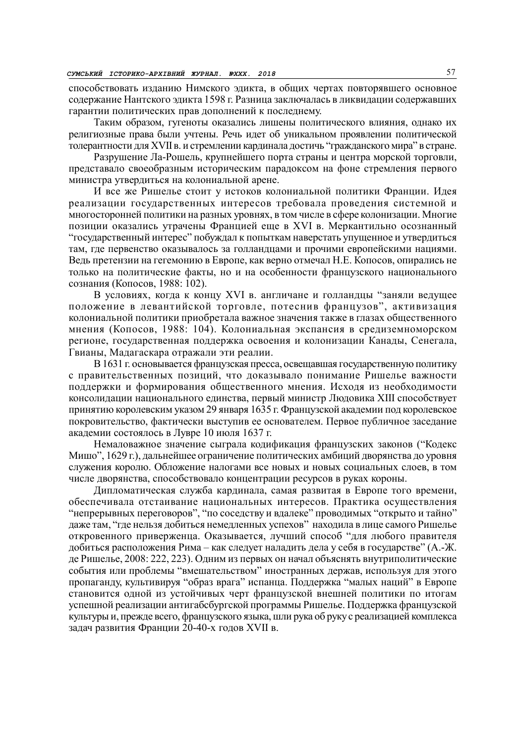способствовать изданию Нимского эдикта, в общих чертах повторявшего основное содержание Нантского эдикта 1598 г. Разница заключалась в ликвидации содержавших гарантии политических прав дополнений к последнему.

Таким образом, гугеноты оказались лишены политического влияния, однако их религиозные права были учтены. Речь идет об уникальном проявлении политической толерантности для XVII в. и стремлении кардинала достичь "гражданского мира" в стране.

Разрушение Ла-Рошель, крупнейшего порта страны и центра морской торговли, представало своеобразным историческим парадоксом на фоне стремления первого министра утвердиться на колониальной арене.

И все же Ришелье стоит у истоков колониальной политики Франции. Идея реализации государственных интересов требовала проведения системной и многосторонней политики на разных уровнях, в том числе в сфере колонизации. Многие позиции оказались утрачены Францией еще в XVI в. Меркантильно осознанный "государственный интерес" побуждал к попыткам наверстать упущенное и утвердиться там, где первенство оказывалось за голландцами и прочими европейскими нациями. Ведь претензии на гегемонию в Европе, как верно отмечал Н.Е. Копосов, опирались не только на политические факты, но и на особенности французского национального сознания (Копосов, 1988: 102).

В условиях, когда к концу XVI в. англичане и голландцы "заняли ведущее положение в левантийской торговле, потеснив французов", активизация колониальной политики приобретала важное значения также в глазах общественного мнения (Копосов, 1988: 104). Колониальная экспансия в средиземноморском регионе, государственная поддержка освоения и колонизации Канады, Сенегала, Гвианы, Мадагаскара отражали эти реалии.

В 1631 г. основывается французская пресса, освещавшая государственную политику с правительственных позиций, что доказывало понимание Ришелье важности поддержки и формирования общественного мнения. Исходя из необходимости консолидации национального единства, первый министр Людовика XIII способствует принятию королевским указом 29 января 1635 г. Французской академии под королевское покровительство, фактически выступив ее основателем. Первое публичное заседание академии состоялось в Лувре 10 июля 1637 г.

Немаловажное значение сыграла кодификация французских законов ("Кодекс Мишо", 1629 г.), дальнейшее ограничение политических амбиций дворянства до уровня служения королю. Обложение налогами все новых и новых социальных слоев, в том числе дворянства, способствовало концентрации ресурсов в руках короны.

Дипломатическая служба кардинала, самая развитая в Европе того времени, обеспечивала отстаивание национальных интересов. Практика осуществления "непрерывных переговоров", "по соседству и вдалеке" проводимых "открыто и тайно" даже там, "где нельзя добиться немедленных успехов" находила в лице самого Ришелье откровенного приверженца. Оказывается, лучший способ "для любого правителя добиться расположения Рима – как следует наладить дела у себя в государстве" (А.-Ж. де Ришелье, 2008: 222, 223). Одним из первых он начал объяснять внутриполитические события или проблемы "вмешательством" иностранных держав, используя для этого пропаганду, культивируя "образ врага" испанца. Поддержка "малых наций" в Европе становится одной из устойчивых черт французской внешней политики по итогам успешной реализации антигабсбургской программы Ришелье. Поддержка французской культуры и, прежде всего, французского языка, шли рука об руку с реализацией комплекса задач развития Франции 20-40-х годов XVII в.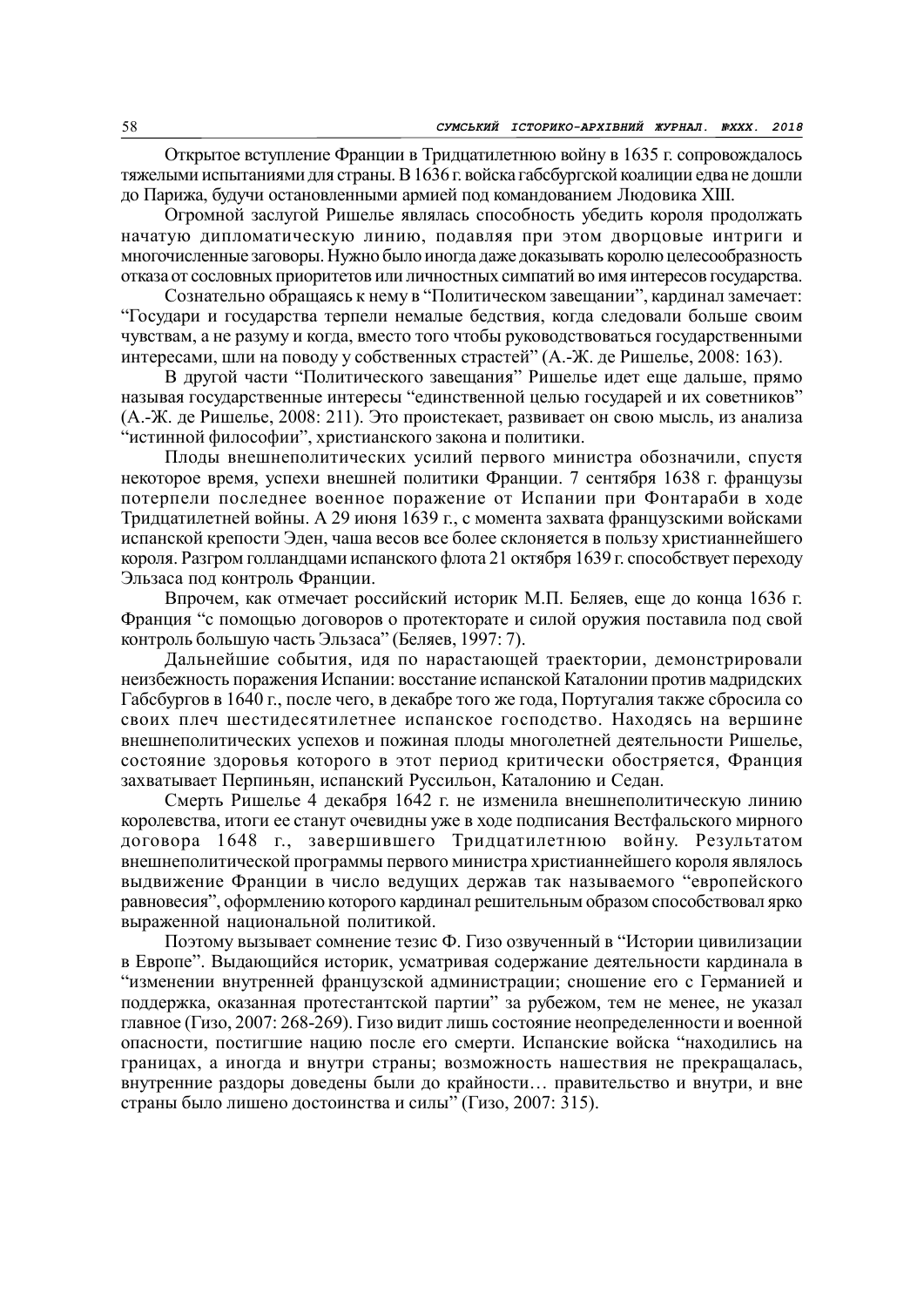Открытое вступление Франции в Тридцатилетнюю войну в 1635 г. сопровождалось тяжелыми испытаниями для страны. В 1636 г. войска габсбургской коалиции едва не дошли до Парижа, будучи остановленными армией под командованием Людовика XIII.

Огромной заслугой Ришелье являлась способность убедить короля продолжать начатую дипломатическую линию, подавляя при этом дворцовые интриги и многочисленные заговоры. Нужно было иногда даже доказывать королю целесообразность отказа от сословных приоритетов или личностных симпатий во имя интересов государства.

Сознательно обращаясь к нему в "Политическом завещании", кардинал замечает: "Государи и государства терпели немалые бедствия, когда следовали больше своим чувствам, а не разуму и когда, вместо того чтобы руководствоваться государственными интересами, шли на поводу у собственных страстей" (А.-Ж. де Ришелье, 2008: 163).

В другой части "Политического завещания" Ришелье идет еще дальше, прямо называя государственные интересы "единственной целью государей и их советников" (А.-Ж. де Ришелье, 2008: 211). Это проистекает, развивает он свою мысль, из анализа "истинной философии", христианского закона и политики.

Плоды внешнеполитических усилий первого министра обозначили, спустя некоторое время, успехи внешней политики Франции. 7 сентября 1638 г. французы потерпели последнее военное поражение от Испании при Фонтараби в ходе Тридцатилетней войны. А 29 июня 1639 г., с момента захвата французскими войсками испанской крепости Эден, чаша весов все более склоняется в пользу христианнейшего короля. Разгром голландцами испанского флота 21 октября 1639 г. способствует переходу Эльзаса под контроль Франции.

Впрочем, как отмечает российский историк М.П. Беляев, еще до конца 1636 г. Франция "с помощью договоров о протекторате и силой оружия поставила под свой контроль большую часть Эльзаса" (Беляев, 1997: 7).

Дальнейшие события, идя по нарастающей траектории, демонстрировали неизбежность поражения Испании: восстание испанской Каталонии против мадридских Габсбургов в 1640 г., после чего, в декабре того же года, Португалия также сбросила со своих плеч шестидесятилетнее испанское господство. Находясь на вершине внешнеполитических успехов и пожиная плоды многолетней деятельности Ришелье, состояние здоровья которого в этот период критически обостряется, Франция захватывает Перпиньян, испанский Руссильон, Каталонию и Седан.

Смерть Ришелье 4 декабря 1642 г. не изменила внешнеполитическую линию королевства, итоги ее станут очевидны уже в ходе подписания Вестфальского мирного договора 1648 г., завершившего Тридцатилетнюю войну. Результатом внешнеполитической программы первого министра христианнейшего короля являлось выдвижение Франции в число ведущих держав так называемого "европейского равновесия", оформлению которого кардинал решительным образом способствовал ярко выраженной национальной политикой.

Поэтому вызывает сомнение тезис Ф. Гизо озвученный в "Истории цивилизации в Европе". Выдающийся историк, усматривая содержание деятельности кардинала в "изменении внутренней французской администрации; сношение его с Германией и поддержка, оказанная протестантской партии" за рубежом, тем не менее, не указал главное (Гизо, 2007: 268-269). Гизо видит лишь состояние неопределенности и военной опасности, постигшие нацию после его смерти. Испанские войска "находились на границах, а иногда и внутри страны; возможность нашествия не прекращалась, внутренние раздоры доведены были до крайности… правительство и внутри, и вне страны было лишено достоинства и силы" (Гизо, 2007: 315).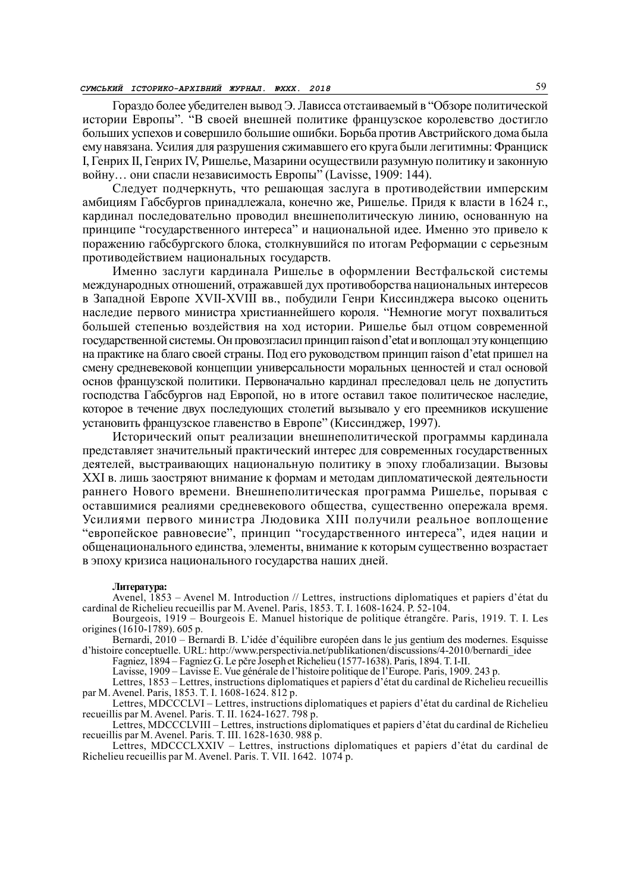Гораздо более убедителен вывод Э. Лависса отстаиваемый в "Обзоре политической истории Европы". "В своей внешней политике французское королевство достигло больших успехов и совершило большие ошибки. Борьба против Австрийского дома была ему навязана. Усилия для разрушения сжимавшего его круга были легитимны: Франциск I, Генрих II, Генрих IV, Ришелье, Мазарини осуществили разумную политику и законную войну… они спасли независимость Европы" (Lavisse, 1909: 144).

Следует подчеркнуть, что решающая заслуга в противодействии имперским амбициям Габсбургов принадлежала, конечно же, Ришелье. Придя к власти в 1624 г., кардинал последовательно проводил внешнеполитическую линию, основанную на принципе "государственного интереса" и национальной идее. Именно это привело к поражению габсбургского блока, столкнувшийся по итогам Реформации с серьезным противодействием национальных государств.

Именно заслуги кардинала Ришелье в оформлении Вестфальской системы международных отношений, отражавшей дух противоборства национальных интересов в Западной Европе XVII-XVIII вв., побудили Генри Киссинджера высоко оценить наследие первого министра христианнейшего короля. "Немногие могут похвалиться большей степенью воздействия на ход истории. Ришелье был отцом современной государственной системы. Он провозгласил принцип raison d'etat и воплощал эту концепцию на практике на благо своей страны. Под его руководством принцип raison d'etat пришел на смену средневековой концепции универсальности моральных ценностей и стал основой основ французской политики. Первоначально кардинал преследовал цель не допустить господства Габсбургов над Европой, но в итоге оставил такое политическое наследие, которое в течение двух последующих столетий вызывало у его преемников искушение установить французское главенство в Европе" (Киссинджер, 1997).

Исторический опыт реализации внешнеполитической программы кардинала представляет значительный практический интерес для современных государственных деятелей, выстраивающих национальную политику в эпоху глобализации. Вызовы XXI в. лишь заостряют внимание к формам и методам дипломатической деятельности раннего Нового времени. Внешнеполитическая программа Ришелье, порывая с оставшимися реалиями средневекового общества, существенно опережала время. Усилиями первого министра Людовика XIII получили реальное воплощение "европейское равновесие", принцип "государственного интереса", идея нации и общенационального единства, элементы, внимание к которым существенно возрастает в эпоху кризиса национального государства наших дней.

**Литература:**

Avenel, 1853 – Avenel M. Introduction // Lettres, instructions diplomatiques et papiers d'état du cardinal de Richelieu recueillis par M. Avenel. Paris, 1853. T. I. 1608-1624. P. 52-104.

Bourgeois, 1919 – Bourgeois E. Manuel historique de politique étrangčre. Paris, 1919. T. I. Les origines (1610-1789). 605 p.

Bernardi, 2010 – Bernardi B. L'idée d'équilibre européen dans le jus gentium des modernes. Esquisse d'histoire conceptuelle. URL: http://www.perspectivia.net/publikationen/discussions/4-2010/bernardi_idee

Fagniez, 1894 – Fagniez G. Le pčre Joseph et Richelieu (1577-1638). Paris, 1894. T. I-II.

Lavisse, 1909 – Lavisse E. Vue générale de l'histoire politique de l'Europe. Paris, 1909. 243 p.

Lettres, 1853 – Lettres, instructions diplomatiques et papiers d'état du cardinal de Richelieu recueillis par M. Avenel. Paris, 1853. T. I. 1608-1624. 812 p.

Lettres, MDCCCLVI – Lettres, instructions diplomatiques et papiers d'état du cardinal de Richelieu recueillis par M. Avenel. Paris. T. II. 1624-1627. 798 p.

Lettres, MDCCCLVIII – Lettres, instructions diplomatiques et papiers d'état du cardinal de Richelieu recueillis par M. Avenel. Paris. T. III. 1628-1630. 988 p.

Lettres, MDCCCLXXIV – Lettres, instructions diplomatiques et papiers d'état du cardinal de Richelieu recueillis par M. Avenel. Paris. T. VII. 1642. 1074 p.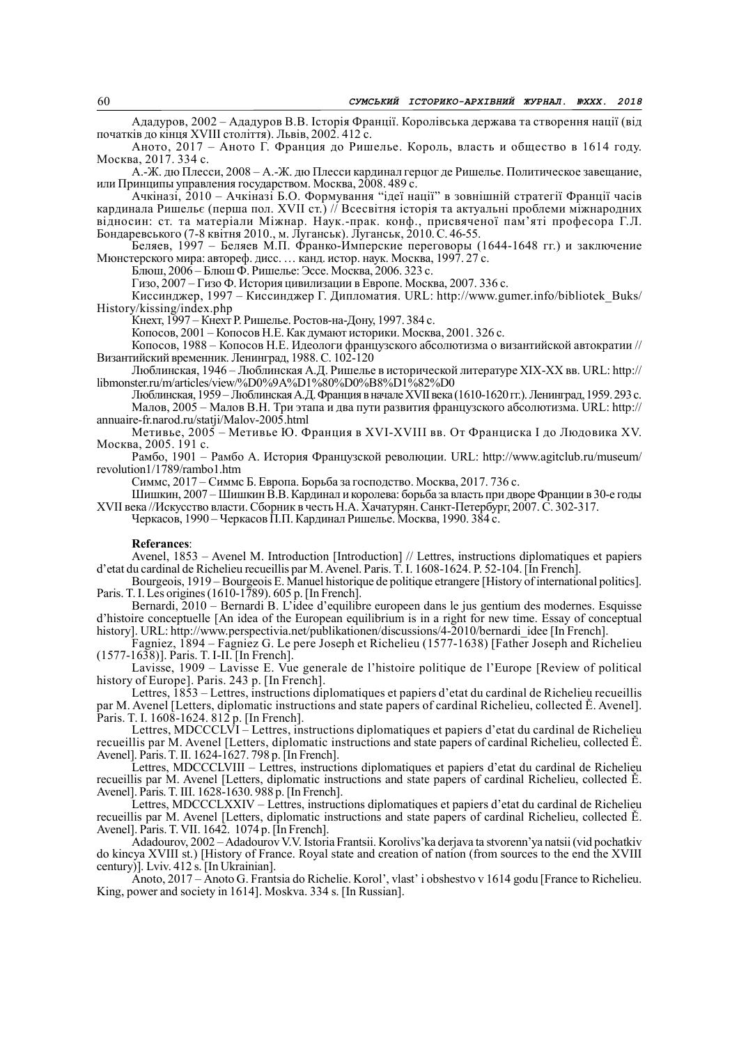Ададуров, 2002 – Ададуров В.В. Історія Франції. Королівська держава та створення нації (від початків до кінця XVIII століття). Львів, 2002. 412 с.

Аното, 2017 – Аното Г. Франция до Ришелье. Король, власть и общество в 1614 году. Москва, 2017. 334 с.

А.-Ж. дю Плесси, 2008 – А.-Ж. дю Плесси кардинал герцог де Ришелье. Политическое завещание, или Принципы управления государством. Москва, 2008. 489 с.

Ачкіназі, 2010 – Ачкіназі Б.О. Формування "ідеї нації" в зовнішній стратегії Франції часів кардинала Ришельє (перша пол. XVII ст.) // Всесвітня історія та актуальні проблеми міжнародних відносин: ст. та матеріали Міжнар. Наук.-прак. конф., присвяченої пам'яті професора Г.Л. Бондаревського (7-8 квітня 2010., м. Луганськ). Луганськ, 2010. С. 46-55.

Беляев, 1997 – Беляев М.П. Франко-Имперские переговоры (1644-1648 гг.) и заключение Мюнстерского мира: автореф. дисс. … канд. истор. наук. Москва, 1997. 27 с.

Блюш, 2006 – Блюш Ф. Ришелье: Эссе. Москва, 2006. 323 с.

Гизо, 2007 – Гизо Ф. История цивилизации в Европе. Москва, 2007. 336 с.

Киссинджер, 1997 – Киссинджер Г. Дипломатия. URL: http://www.gumer.info/bibliotek_Buks/History/kissing/index.php

Кнехт, 1997 – Кнехт Р. Ришелье. Ростов-на-Дону, 1997. 384 с.

Копосов, 2001 – Копосов Н.Е. Как думают историки. Москва, 2001. 326 с.

Копосов, 1988 – Копосов Н.Е. Идеологи французского абсолютизма о византийской автократии // Византийский временник. Ленинград, 1988. С. 102-120

Люблинская, 1946 – Люблинская А.Д. Ришелье в исторической литературе XIX-XX вв. URL: http://libmonster.ru/m/articles/view/%D0%9A%D1%80%D0%B8%D1%82%D0

Люблинская, 1959 – Люблинская А.Д. Франция в начале XVII века (1610-1620 гг.). Ленинград, 1959. 293 с.

Малов, 2005 – Малов В.Н. Три этапа и два пути развития французского абсолютизма. URL: http://annuaire-fr.narod.ru/statji/Malov-2005.html

Метивье, 2005 – Метивье Ю. Франция в XVI-XVIII вв. От Франциска I до Людовика XV. Москва, 2005. 191 с.

Рамбо, 1901 – Рамбо А. История Французской революции. URL: http://www.agitclub.ru/museum/revolution1/1789/rambo1.htm

Симмс, 2017 – Симмс Б. Европа. Борьба за господство. Москва, 2017. 736 с.

Шишкин, 2007 – Шишкин В.В. Кардинал и королева: борьба за власть при дворе Франции в 30-е годы XVII века //Искусство власти. Сборник в честь Н.А. Хачатурян. Санкт-Петербург, 2007. С. 302-317.

Черкасов, 1990 – Черкасов П.П. Кардинал Ришелье. Москва, 1990. 384 с.

**Referances**:

Avenel, 1853 – Avenel M. Introduction [Introduction] // Lettres, instructions diplomatiques et papiers d'etat du cardinal de Richelieu recueillis par M. Avenel. Paris. T. I. 1608-1624. P. 52-104. [In French].

Bourgeois, 1919 – Bourgeois E. Manuel historique de politique etrangere [History of international politics]. Paris. T. I. Les origines (1610-1789). 605 p. [In French].

Bernardi, 2010 – Bernardi B. L'idee d'equilibre europeen dans le jus gentium des modernes. Esquisse d'histoire conceptuelle [An idea of the European equilibrium is in a right for new time. Essay of conceptual history]. URL: http://www.perspectivia.net/publikationen/discussions/4-2010/bernardi_idee [In French].

Fagniez, 1894 – Fagniez G. Le pere Joseph et Richelieu (1577-1638) [Father Joseph and Richelieu (1577-1638)]. Paris. T. I-II. [In French].

Lavisse, 1909 – Lavisse E. Vue generale de l'histoire politique de l'Europe [Review of political history of Europe]. Paris. 243 p. [In French].

Lettres, 1853 – Lettres, instructions diplomatiques et papiers d'etat du cardinal de Richelieu recueillis par M. Avenel [Letters, diplomatic instructions and state papers of cardinal Richelieu, collected Ě. Avenel]. Paris. T. I. 1608-1624. 812 p. [In French].

Lettres, MDCCCLVI – Lettres, instructions diplomatiques et papiers d'etat du cardinal de Richelieu recueillis par M. Avenel [Letters, diplomatic instructions and state papers of cardinal Richelieu, collected Ě. Avenel]. Paris. T. II. 1624-1627. 798 p. [In French].

Lettres, MDCCCLVIII – Lettres, instructions diplomatiques et papiers d'etat du cardinal de Richelieu recueillis par M. Avenel [Letters, diplomatic instructions and state papers of cardinal Richelieu, collected Ě. Avenel]. Paris. T. III. 1628-1630. 988 p. [In French].

Lettres, MDCCCLXXIV – Lettres, instructions diplomatiques et papiers d'etat du cardinal de Richelieu recueillis par M. Avenel [Letters, diplomatic instructions and state papers of cardinal Richelieu, collected Ě. Avenel]. Paris. T. VII. 1642. 1074 p. [In French].

Adadourov, 2002 – Adadourov V.V. Istoria Frantsii. Korolivs'ka derjava ta stvorenn'ya natsii (vid pochatkiv do kincya XVIII st.) [History of France. Royal state and creation of nation (from sources to the end the XVIII century)]. Lviv. 412 s. [In Ukrainian].

Anoto, 2017 – Anoto G. Frantsia do Richelie. Korol', vlast' i obshestvo v 1614 godu [France to Richelieu. King, power and society in 1614]. Moskva. 334 s. [In Russian].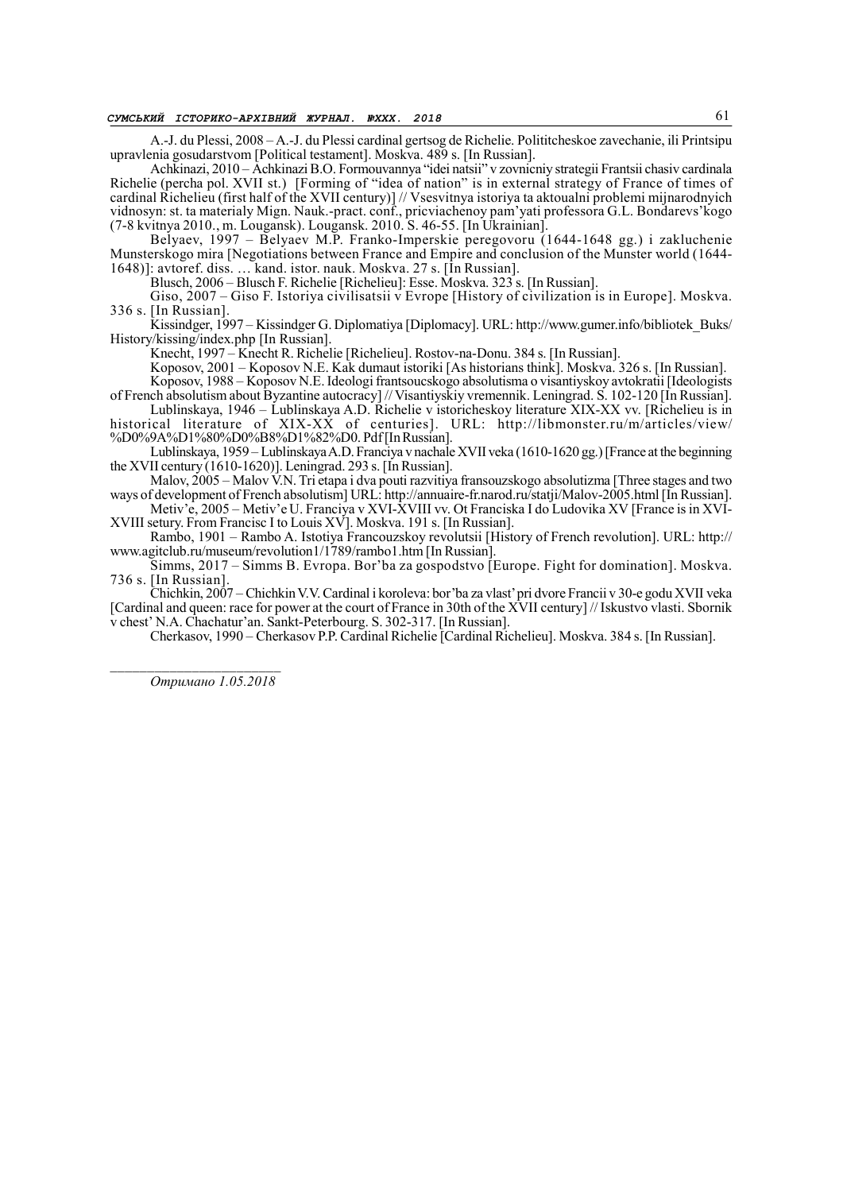A.-J. du Plessi, 2008 – A.-J. du Plessi cardinal gertsog de Richelie. Polititcheskoe zavechanie, ili Printsipu upravlenia gosudarstvom [Political testament]. Moskva. 489 s. [In Russian].

Achkinazi, 2010 – Achkinazi B.O. Formouvannya "idei natsii" v zovnicniy strategii Frantsii chasiv cardinala Richelie (percha pol. XVII st.) [Forming of "idea of nation" is in external strategy of France of times of cardinal Richelieu (first half of the XVII century)] // Vsesvitnya istoriya ta aktoualni problemi mijnarodnyich vidnosyn: st. ta materialy Mign. Nauk.-pract. conf., pricviachenoy pam'yati professora G.L. Bondarevs'kogo (7-8 kvitnya 2010., m. Lougansk). Lougansk. 2010. S. 46-55. [In Ukrainian].

Belyaev, 1997 – Belyaev M.P. Franko-Imperskie peregovoru (1644-1648 gg.) i zakluchenie Munsterskogo mira [Negotiations between France and Empire and conclusion of the Munster world (1644-1648)]: avtoref. diss. … kand. istor. nauk. Moskva. 27 s. [In Russian].

Blusch, 2006 – Blusch F. Richelie [Richelieu]: Esse. Moskva. 323 s. [In Russian].

Giso, 2007 – Giso F. Istoriya civilisatsii v Evrope [History of civilization is in Europe]. Moskva. 336 s. [In Russian].

Kissindger, 1997 – Kissindger G. Diplomatiya [Diplomacy]. URL: http://www.gumer.info/bibliotek_Buks/History/kissing/index.php [In Russian].

Knecht, 1997 – Knecht R. Richelie [Richelieu]. Rostov-na-Donu. 384 s. [In Russian].

Koposov, 2001 – Koposov N.E. Kak dumaut istoriki [As historians think]. Moskva. 326 s. [In Russian].

Koposov, 1988 – Koposov N.E. Ideologi frantsoucskogo absolutisma o visantiyskoy avtokratii [Ideologists of French absolutism about Byzantine autocracy] // Visantiyskiy vremennik. Leningrad. S. 102-120 [In Russian].

Lublinskaya, 1946 – Lublinskaya A.D. Richelie v istoricheskoy literature XIX-XX vv. [Richelieu is in historical literature of XIX-XX of centuries]. URL: http://libmonster.ru/m/articles/view/%D0%9A%D1%80%D0%B8%D1%82%D0. Pdf [In Russian].

Lublinskaya, 1959 – Lublinskaya A.D. Franciya v nachale XVII veka (1610-1620 gg.) [France at the beginning the XVII century (1610-1620)]. Leningrad. 293 s. [In Russian].

Malov, 2005 – Malov V.N. Tri etapa i dva pouti razvitiya fransouzskogo absolutizma [Three stages and two ways of development of French absolutism] URL: http://annuaire-fr.narod.ru/statji/Malov-2005.html [In Russian].

Metiv'e, 2005 – Metiv'e U. Franciya v XVI-XVIII vv. Ot Franciska I do Ludovika XV [France is in XVI-XVIII setury. From Francisc I to Louis XV]. Moskva. 191 s. [In Russian].

Rambo, 1901 – Rambo A. Istotiya Francouzskoy revolutsii [History of French revolution]. URL: http://www.agitclub.ru/museum/revolution1/1789/rambo1.htm [In Russian].

Simms, 2017 – Simms B. Evropa. Bor'ba za gospodstvo [Europe. Fight for domination]. Moskva. 736 s. [In Russian].

Chichkin, 2007 – Chichkin V.V. Cardinal i koroleva: bor'ba za vlast' pri dvore Francii v 30-e godu XVII veka [Cardinal and queen: race for power at the court of France in 30th of the XVII century] // Iskustvo vlasti. Sbornik v chest' N.A. Chachatur'an. Sankt-Peterbourg. S. 302-317. [In Russian].

Cherkasov, 1990 – Cherkasov P.P. Cardinal Richelie [Cardinal Richelieu]. Moskva. 384 s. [In Russian].

*Отримано 1.05.2018*